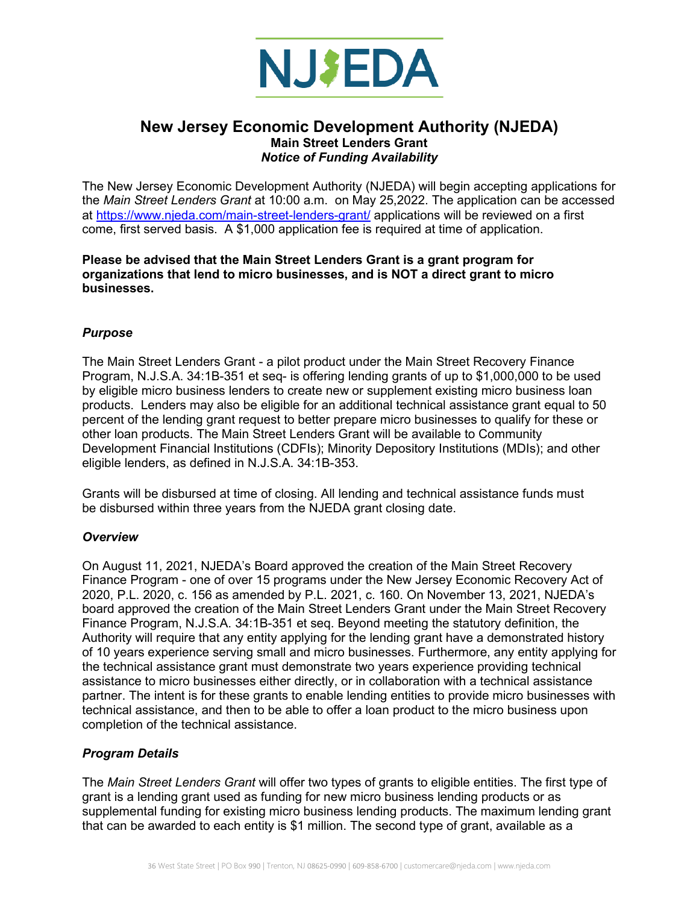# New Jersey Economic Development Authority (NJEDA)

**Main Street Lenders Grant**

***Notice of Funding Availability***

The New Jersey Economic Development Authority (NJEDA) will begin accepting applications for the *Main Street Lenders Grant* at 10:00 a.m. on May 25,2022. The application can be accessed at https://www.njeda.com/main-street-lenders-grant/ applications will be reviewed on a first come, first served basis. A $1,000 application fee is required at time of application.

**Please be advised that the Main Street Lenders Grant is a grant program for organizations that lend to micro businesses, and is NOT a direct grant to micro businesses.**

### *Purpose*

The Main Street Lenders Grant - a pilot product under the Main Street Recovery Finance Program, N.J.S.A. 34:1B-351 et seq- is offering lending grants of up to $1,000,000 to be used by eligible micro business lenders to create new or supplement existing micro business loan products. Lenders may also be eligible for an additional technical assistance grant equal to 50 percent of the lending grant request to better prepare micro businesses to qualify for these or other loan products. The Main Street Lenders Grant will be available to Community Development Financial Institutions (CDFIs); Minority Depository Institutions (MDIs); and other eligible lenders, as defined in N.J.S.A. 34:1B-353.

Grants will be disbursed at time of closing. All lending and technical assistance funds must be disbursed within three years from the NJEDA grant closing date.

### *Overview*

On August 11, 2021, NJEDA's Board approved the creation of the Main Street Recovery Finance Program - one of over 15 programs under the New Jersey Economic Recovery Act of 2020, P.L. 2020, c. 156 as amended by P.L. 2021, c. 160. On November 13, 2021, NJEDA's board approved the creation of the Main Street Lenders Grant under the Main Street Recovery Finance Program, N.J.S.A. 34:1B-351 et seq. Beyond meeting the statutory definition, the Authority will require that any entity applying for the lending grant have a demonstrated history of 10 years experience serving small and micro businesses. Furthermore, any entity applying for the technical assistance grant must demonstrate two years experience providing technical assistance to micro businesses either directly, or in collaboration with a technical assistance partner. The intent is for these grants to enable lending entities to provide micro businesses with technical assistance, and then to be able to offer a loan product to the micro business upon completion of the technical assistance.

### *Program Details*

The *Main Street Lenders Grant* will offer two types of grants to eligible entities. The first type of grant is a lending grant used as funding for new micro business lending products or as supplemental funding for existing micro business lending products. The maximum lending grant that can be awarded to each entity is $1 million. The second type of grant, available as a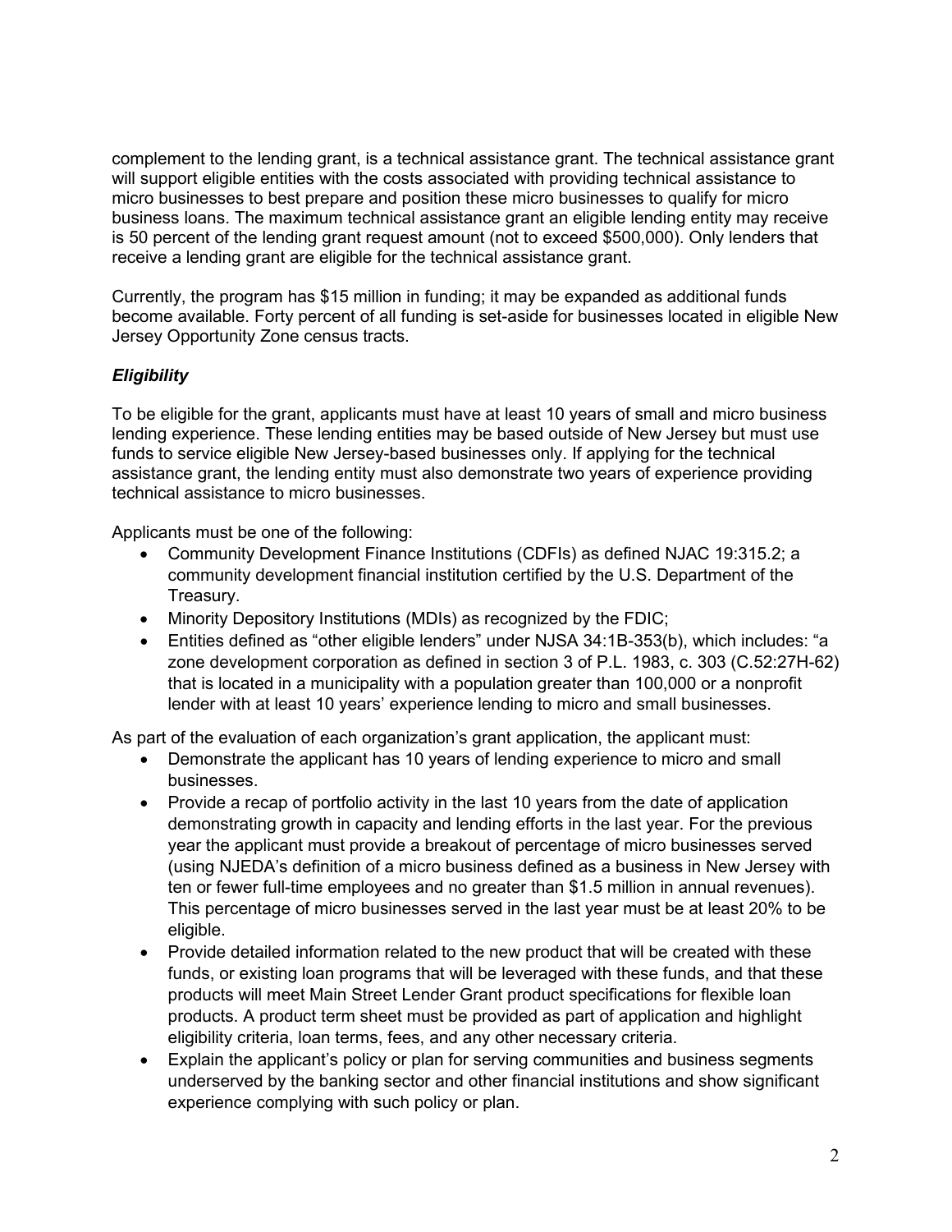complement to the lending grant, is a technical assistance grant. The technical assistance grant will support eligible entities with the costs associated with providing technical assistance to micro businesses to best prepare and position these micro businesses to qualify for micro business loans. The maximum technical assistance grant an eligible lending entity may receive is 50 percent of the lending grant request amount (not to exceed $500,000). Only lenders that receive a lending grant are eligible for the technical assistance grant.

Currently, the program has $15 million in funding; it may be expanded as additional funds become available. Forty percent of all funding is set-aside for businesses located in eligible New Jersey Opportunity Zone census tracts.

### ***Eligibility***

To be eligible for the grant, applicants must have at least 10 years of small and micro business lending experience. These lending entities may be based outside of New Jersey but must use funds to service eligible New Jersey-based businesses only. If applying for the technical assistance grant, the lending entity must also demonstrate two years of experience providing technical assistance to micro businesses.

Applicants must be one of the following:

- Community Development Finance Institutions (CDFIs) as defined NJAC 19:315.2; a community development financial institution certified by the U.S. Department of the Treasury.
- Minority Depository Institutions (MDIs) as recognized by the FDIC;
- Entities defined as "other eligible lenders" under NJSA 34:1B-353(b), which includes: "a zone development corporation as defined in section 3 of P.L. 1983, c. 303 (C.52:27H-62) that is located in a municipality with a population greater than 100,000 or a nonprofit lender with at least 10 years' experience lending to micro and small businesses.

As part of the evaluation of each organization's grant application, the applicant must:

- Demonstrate the applicant has 10 years of lending experience to micro and small businesses.
- Provide a recap of portfolio activity in the last 10 years from the date of application demonstrating growth in capacity and lending efforts in the last year. For the previous year the applicant must provide a breakout of percentage of micro businesses served (using NJEDA's definition of a micro business defined as a business in New Jersey with ten or fewer full-time employees and no greater than $1.5 million in annual revenues). This percentage of micro businesses served in the last year must be at least 20% to be eligible.
- Provide detailed information related to the new product that will be created with these funds, or existing loan programs that will be leveraged with these funds, and that these products will meet Main Street Lender Grant product specifications for flexible loan products. A product term sheet must be provided as part of application and highlight eligibility criteria, loan terms, fees, and any other necessary criteria.
- Explain the applicant's policy or plan for serving communities and business segments underserved by the banking sector and other financial institutions and show significant experience complying with such policy or plan.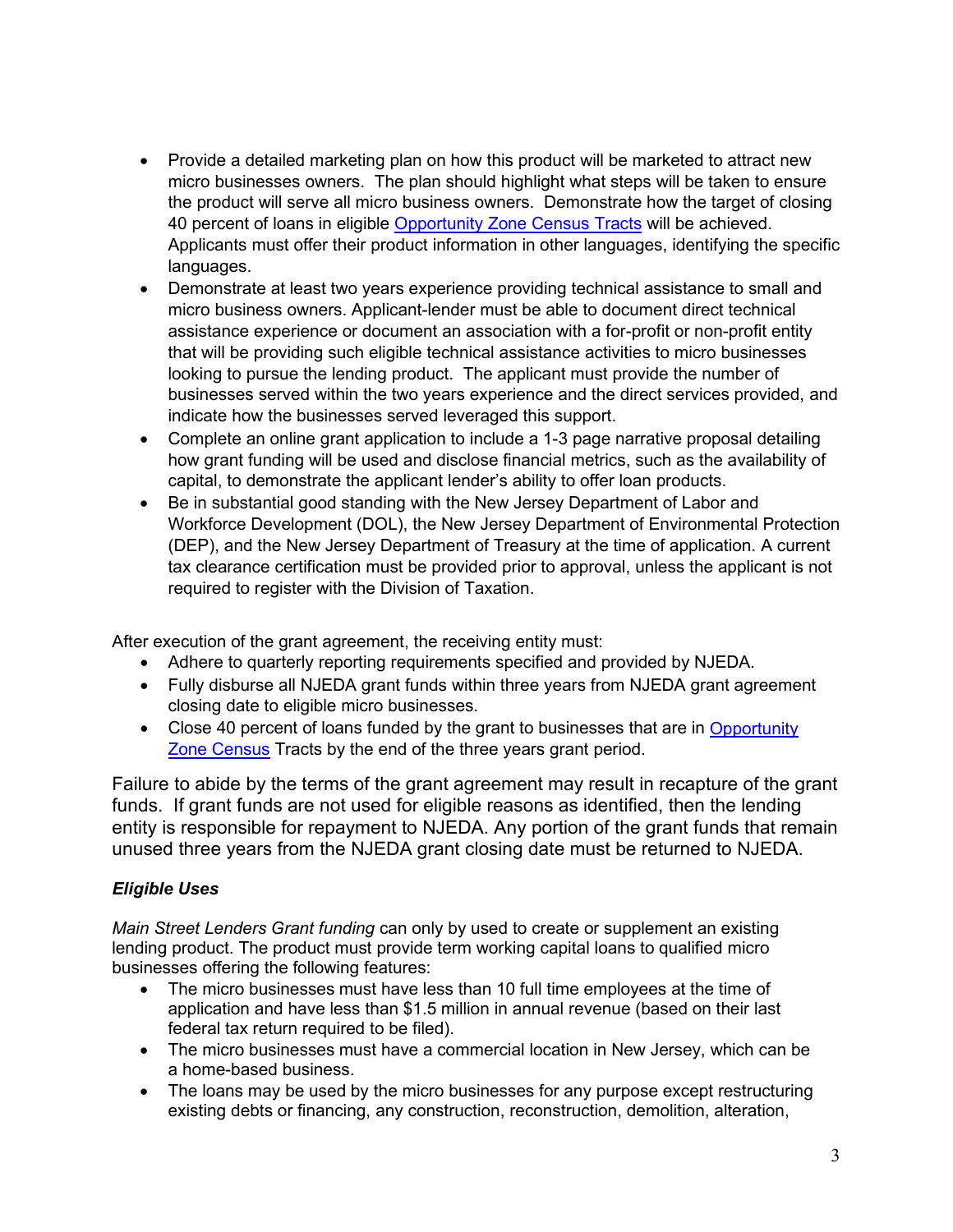- Provide a detailed marketing plan on how this product will be marketed to attract new micro businesses owners. The plan should highlight what steps will be taken to ensure the product will serve all micro business owners. Demonstrate how the target of closing 40 percent of loans in eligible [Opportunity Zone Census Tracts]() will be achieved. Applicants must offer their product information in other languages, identifying the specific languages.
- Demonstrate at least two years experience providing technical assistance to small and micro business owners. Applicant-lender must be able to document direct technical assistance experience or document an association with a for-profit or non-profit entity that will be providing such eligible technical assistance activities to micro businesses looking to pursue the lending product. The applicant must provide the number of businesses served within the two years experience and the direct services provided, and indicate how the businesses served leveraged this support.
- Complete an online grant application to include a 1-3 page narrative proposal detailing how grant funding will be used and disclose financial metrics, such as the availability of capital, to demonstrate the applicant lender's ability to offer loan products.
- Be in substantial good standing with the New Jersey Department of Labor and Workforce Development (DOL), the New Jersey Department of Environmental Protection (DEP), and the New Jersey Department of Treasury at the time of application. A current tax clearance certification must be provided prior to approval, unless the applicant is not required to register with the Division of Taxation.

After execution of the grant agreement, the receiving entity must:

- Adhere to quarterly reporting requirements specified and provided by NJEDA.
- Fully disburse all NJEDA grant funds within three years from NJEDA grant agreement closing date to eligible micro businesses.
- Close 40 percent of loans funded by the grant to businesses that are in [Opportunity Zone Census]() Tracts by the end of the three years grant period.

Failure to abide by the terms of the grant agreement may result in recapture of the grant funds. If grant funds are not used for eligible reasons as identified, then the lending entity is responsible for repayment to NJEDA. Any portion of the grant funds that remain unused three years from the NJEDA grant closing date must be returned to NJEDA.

### *Eligible Uses*

*Main Street Lenders Grant funding* can only by used to create or supplement an existing lending product. The product must provide term working capital loans to qualified micro businesses offering the following features:

- The micro businesses must have less than 10 full time employees at the time of application and have less than $1.5 million in annual revenue (based on their last federal tax return required to be filed).
- The micro businesses must have a commercial location in New Jersey, which can be a home-based business.
- The loans may be used by the micro businesses for any purpose except restructuring existing debts or financing, any construction, reconstruction, demolition, alteration,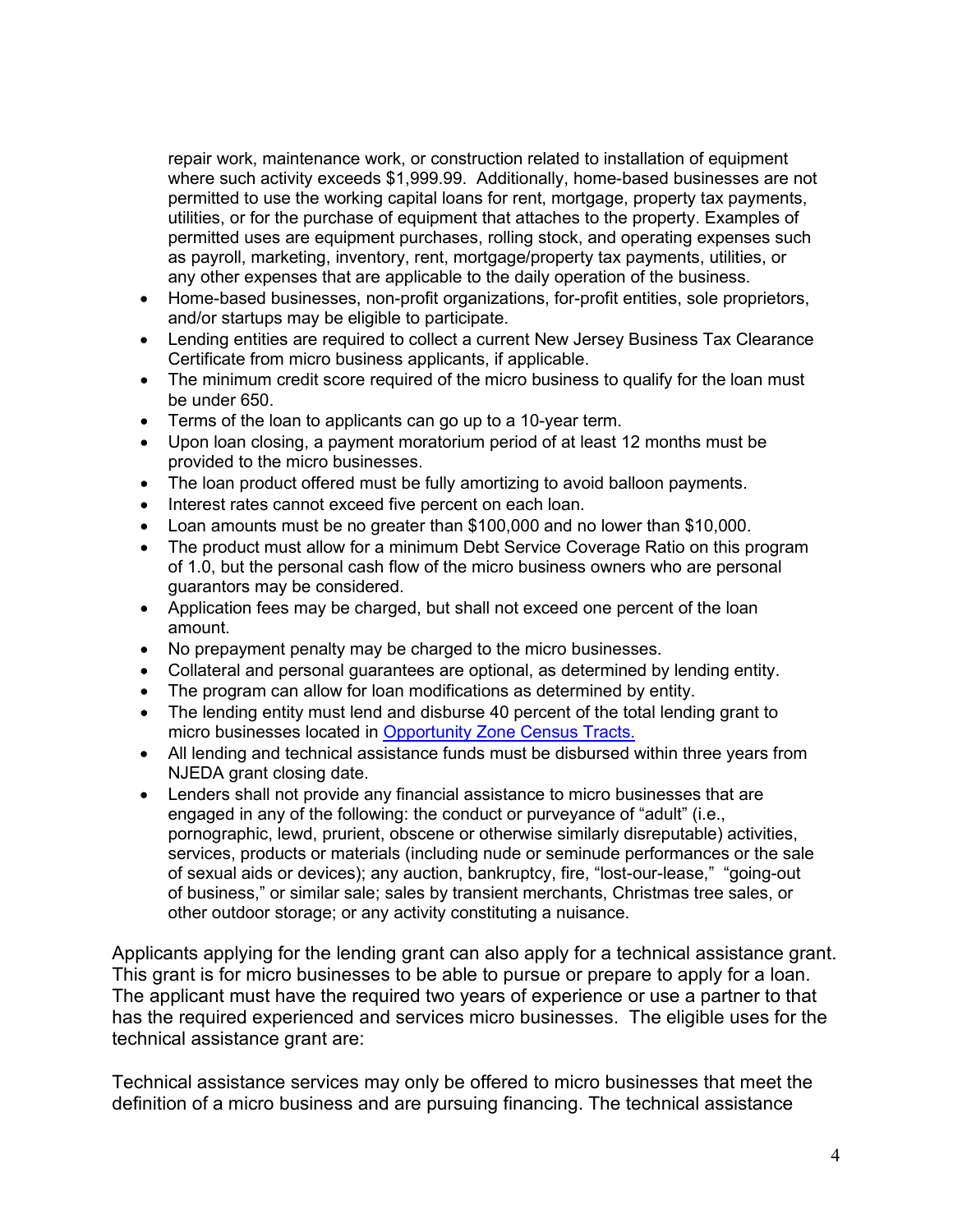repair work, maintenance work, or construction related to installation of equipment where such activity exceeds $1,999.99. Additionally, home-based businesses are not permitted to use the working capital loans for rent, mortgage, property tax payments, utilities, or for the purchase of equipment that attaches to the property. Examples of permitted uses are equipment purchases, rolling stock, and operating expenses such as payroll, marketing, inventory, rent, mortgage/property tax payments, utilities, or any other expenses that are applicable to the daily operation of the business.

- Home-based businesses, non-profit organizations, for-profit entities, sole proprietors, and/or startups may be eligible to participate.
- Lending entities are required to collect a current New Jersey Business Tax Clearance Certificate from micro business applicants, if applicable.
- The minimum credit score required of the micro business to qualify for the loan must be under 650.
- Terms of the loan to applicants can go up to a 10-year term.
- Upon loan closing, a payment moratorium period of at least 12 months must be provided to the micro businesses.
- The loan product offered must be fully amortizing to avoid balloon payments.
- Interest rates cannot exceed five percent on each loan.
- Loan amounts must be no greater than $100,000 and no lower than $10,000.
- The product must allow for a minimum Debt Service Coverage Ratio on this program of 1.0, but the personal cash flow of the micro business owners who are personal guarantors may be considered.
- Application fees may be charged, but shall not exceed one percent of the loan amount.
- No prepayment penalty may be charged to the micro businesses.
- Collateral and personal guarantees are optional, as determined by lending entity.
- The program can allow for loan modifications as determined by entity.
- The lending entity must lend and disburse 40 percent of the total lending grant to micro businesses located in [Opportunity Zone Census Tracts.]()
- All lending and technical assistance funds must be disbursed within three years from NJEDA grant closing date.
- Lenders shall not provide any financial assistance to micro businesses that are engaged in any of the following: the conduct or purveyance of "adult" (i.e., pornographic, lewd, prurient, obscene or otherwise similarly disreputable) activities, services, products or materials (including nude or seminude performances or the sale of sexual aids or devices); any auction, bankruptcy, fire, "lost-our-lease," "going-out of business," or similar sale; sales by transient merchants, Christmas tree sales, or other outdoor storage; or any activity constituting a nuisance.

Applicants applying for the lending grant can also apply for a technical assistance grant. This grant is for micro businesses to be able to pursue or prepare to apply for a loan. The applicant must have the required two years of experience or use a partner to that has the required experienced and services micro businesses. The eligible uses for the technical assistance grant are:

Technical assistance services may only be offered to micro businesses that meet the definition of a micro business and are pursuing financing. The technical assistance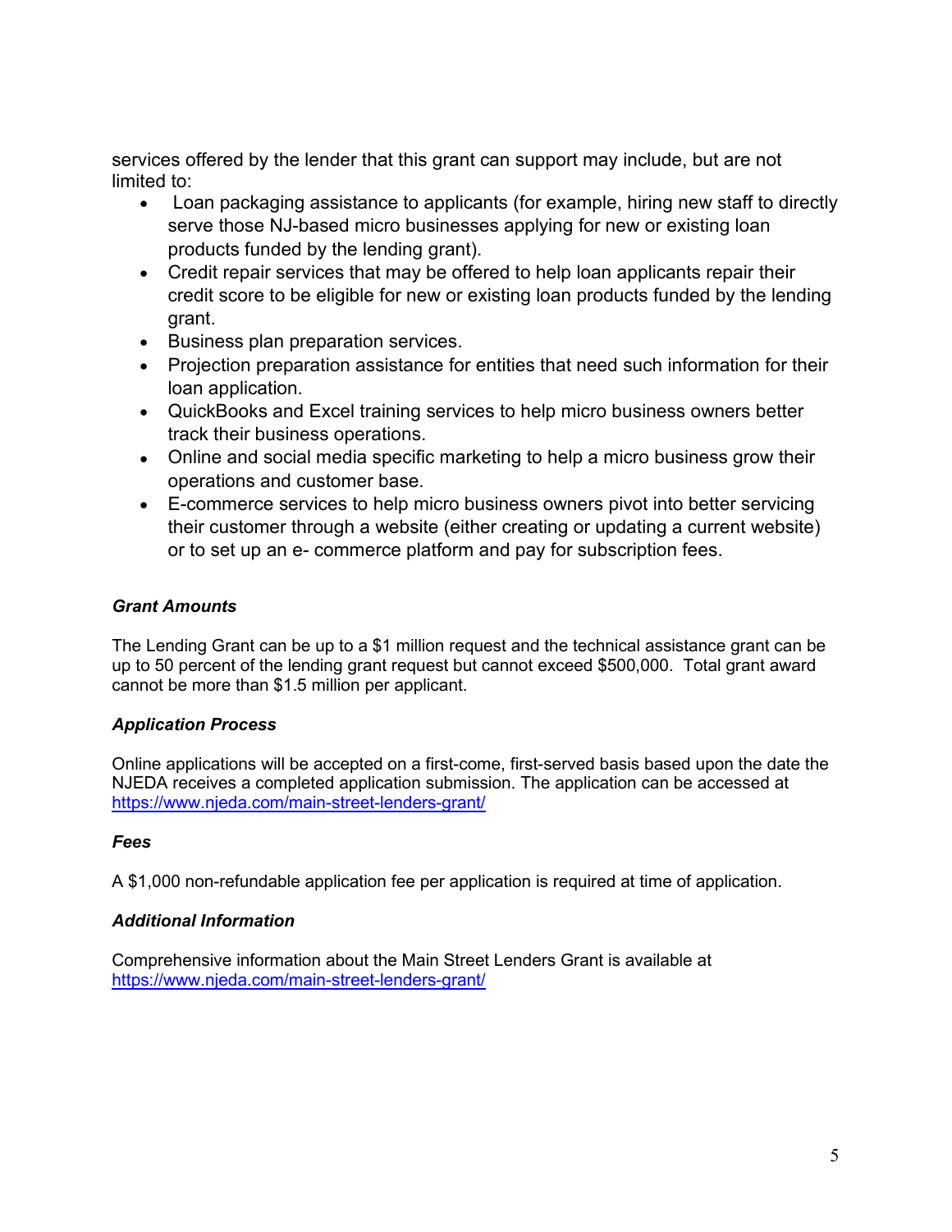services offered by the lender that this grant can support may include, but are not limited to:

- Loan packaging assistance to applicants (for example, hiring new staff to directly serve those NJ-based micro businesses applying for new or existing loan products funded by the lending grant).
- Credit repair services that may be offered to help loan applicants repair their credit score to be eligible for new or existing loan products funded by the lending grant.
- Business plan preparation services.
- Projection preparation assistance for entities that need such information for their loan application.
- QuickBooks and Excel training services to help micro business owners better track their business operations.
- Online and social media specific marketing to help a micro business grow their operations and customer base.
- E-commerce services to help micro business owners pivot into better servicing their customer through a website (either creating or updating a current website) or to set up an e- commerce platform and pay for subscription fees.

***Grant Amounts***

The Lending Grant can be up to a $1 million request and the technical assistance grant can be up to 50 percent of the lending grant request but cannot exceed $500,000. Total grant award cannot be more than $1.5 million per applicant.

***Application Process***

Online applications will be accepted on a first-come, first-served basis based upon the date the NJEDA receives a completed application submission. The application can be accessed at https://www.njeda.com/main-street-lenders-grant/

***Fees***

A $1,000 non-refundable application fee per application is required at time of application.

***Additional Information***

Comprehensive information about the Main Street Lenders Grant is available at https://www.njeda.com/main-street-lenders-grant/